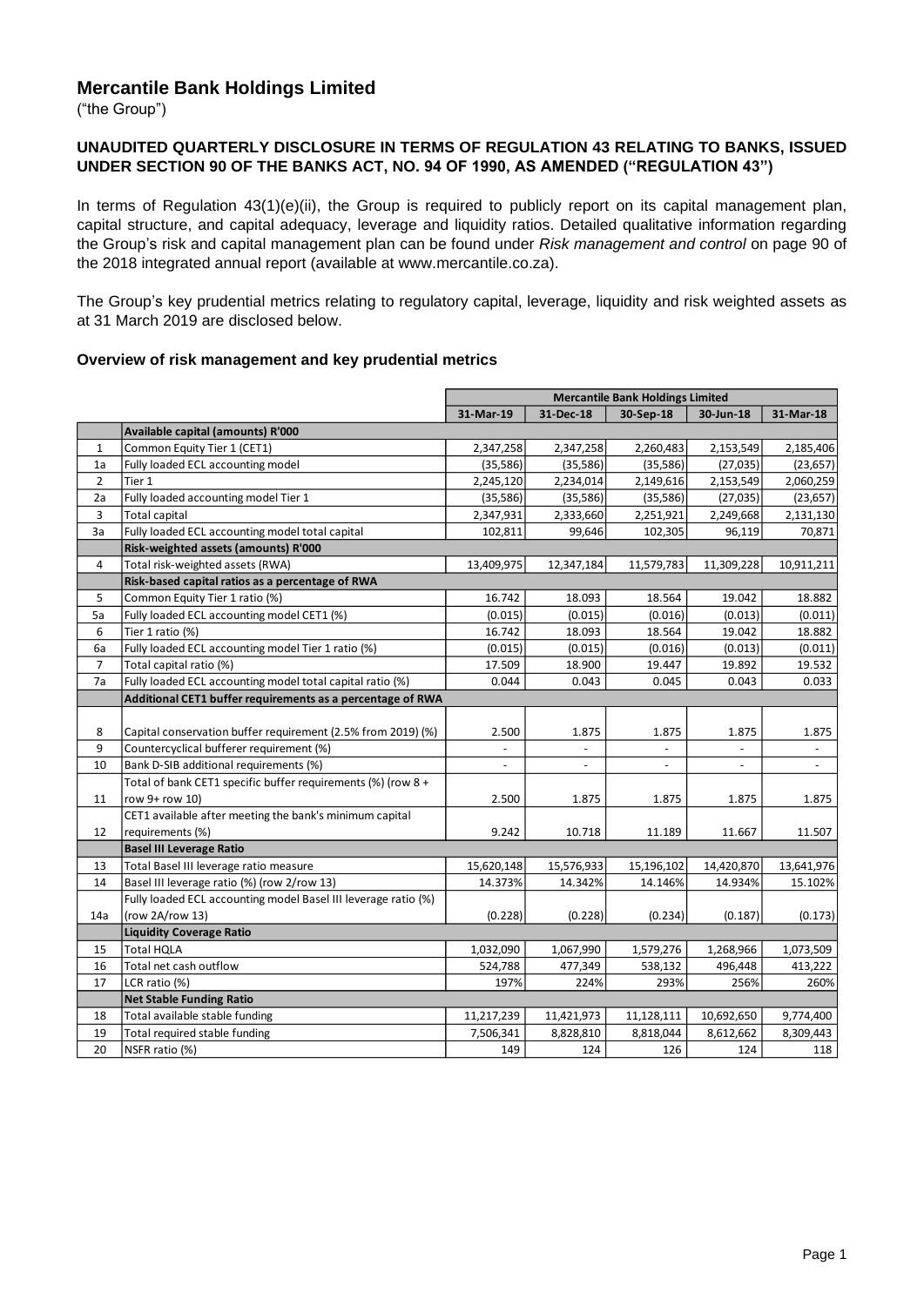# Mercantile Bank Holdings Limited

("the Group")

## UNAUDITED QUARTERLY DISCLOSURE IN TERMS OF REGULATION 43 RELATING TO BANKS, ISSUED UNDER SECTION 90 OF THE BANKS ACT, NO. 94 OF 1990, AS AMENDED ("REGULATION 43")

In terms of Regulation 43(1)(e)(ii), the Group is required to publicly report on its capital management plan, capital structure, and capital adequacy, leverage and liquidity ratios. Detailed qualitative information regarding the Group's risk and capital management plan can be found under *Risk management and control* on page 90 of the 2018 integrated annual report (available at www.mercantile.co.za).

The Group's key prudential metrics relating to regulatory capital, leverage, liquidity and risk weighted assets as at 31 March 2019 are disclosed below.

### Overview of risk management and key prudential metrics

| | | Mercantile Bank Holdings Limited | | | | |
|---|---|---|---|---|---|---|
| | | 31-Mar-19 | 31-Dec-18 | 30-Sep-18 | 30-Jun-18 | 31-Mar-18 |
| | **Available capital (amounts) R'000** | | | | | |
| 1 | Common Equity Tier 1 (CET1) | 2,347,258 | 2,347,258 | 2,260,483 | 2,153,549 | 2,185,406 |
| 1a | Fully loaded ECL accounting model | (35,586) | (35,586) | (35,586) | (27,035) | (23,657) |
| 2 | Tier 1 | 2,245,120 | 2,234,014 | 2,149,616 | 2,153,549 | 2,060,259 |
| 2a | Fully loaded accounting model Tier 1 | (35,586) | (35,586) | (35,586) | (27,035) | (23,657) |
| 3 | Total capital | 2,347,931 | 2,333,660 | 2,251,921 | 2,249,668 | 2,131,130 |
| 3a | Fully loaded ECL accounting model total capital | 102,811 | 99,646 | 102,305 | 96,119 | 70,871 |
| | **Risk-weighted assets (amounts) R'000** | | | | | |
| 4 | Total risk-weighted assets (RWA) | 13,409,975 | 12,347,184 | 11,579,783 | 11,309,228 | 10,911,211 |
| | **Risk-based capital ratios as a percentage of RWA** | | | | | |
| 5 | Common Equity Tier 1 ratio (%) | 16.742 | 18.093 | 18.564 | 19.042 | 18.882 |
| 5a | Fully loaded ECL accounting model CET1 (%) | (0.015) | (0.015) | (0.016) | (0.013) | (0.011) |
| 6 | Tier 1 ratio (%) | 16.742 | 18.093 | 18.564 | 19.042 | 18.882 |
| 6a | Fully loaded ECL accounting model Tier 1 ratio (%) | (0.015) | (0.015) | (0.016) | (0.013) | (0.011) |
| 7 | Total capital ratio (%) | 17.509 | 18.900 | 19.447 | 19.892 | 19.532 |
| 7a | Fully loaded ECL accounting model total capital ratio (%) | 0.044 | 0.043 | 0.045 | 0.043 | 0.033 |
| | **Additional CET1 buffer requirements as a percentage of RWA** | | | | | |
| 8 | Capital conservation buffer requirement (2.5% from 2019) (%) | 2.500 | 1.875 | 1.875 | 1.875 | 1.875 |
| 9 | Countercyclical bufferer requirement (%) | - | - | - | - | - |
| 10 | Bank D-SIB additional requirements (%) | - | - | - | - | - |
| 11 | Total of bank CET1 specific buffer requirements (%) (row 8 + row 9+ row 10) | 2.500 | 1.875 | 1.875 | 1.875 | 1.875 |
| 12 | CET1 available after meeting the bank's minimum capital requirements (%) | 9.242 | 10.718 | 11.189 | 11.667 | 11.507 |
| | **Basel III Leverage Ratio** | | | | | |
| 13 | Total Basel III leverage ratio measure | 15,620,148 | 15,576,933 | 15,196,102 | 14,420,870 | 13,641,976 |
| 14 | Basel III leverage ratio (%) (row 2/row 13) | 14.373% | 14.342% | 14.146% | 14.934% | 15.102% |
| 14a | Fully loaded ECL accounting model Basel III leverage ratio (%) (row 2A/row 13) | (0.228) | (0.228) | (0.234) | (0.187) | (0.173) |
| | **Liquidity Coverage Ratio** | | | | | |
| 15 | Total HQLA | 1,032,090 | 1,067,990 | 1,579,276 | 1,268,966 | 1,073,509 |
| 16 | Total net cash outflow | 524,788 | 477,349 | 538,132 | 496,448 | 413,222 |
| 17 | LCR ratio (%) | 197% | 224% | 293% | 256% | 260% |
| | **Net Stable Funding Ratio** | | | | | |
| 18 | Total available stable funding | 11,217,239 | 11,421,973 | 11,128,111 | 10,692,650 | 9,774,400 |
| 19 | Total required stable funding | 7,506,341 | 8,828,810 | 8,818,044 | 8,612,662 | 8,309,443 |
| 20 | NSFR ratio (%) | 149 | 124 | 126 | 124 | 118 |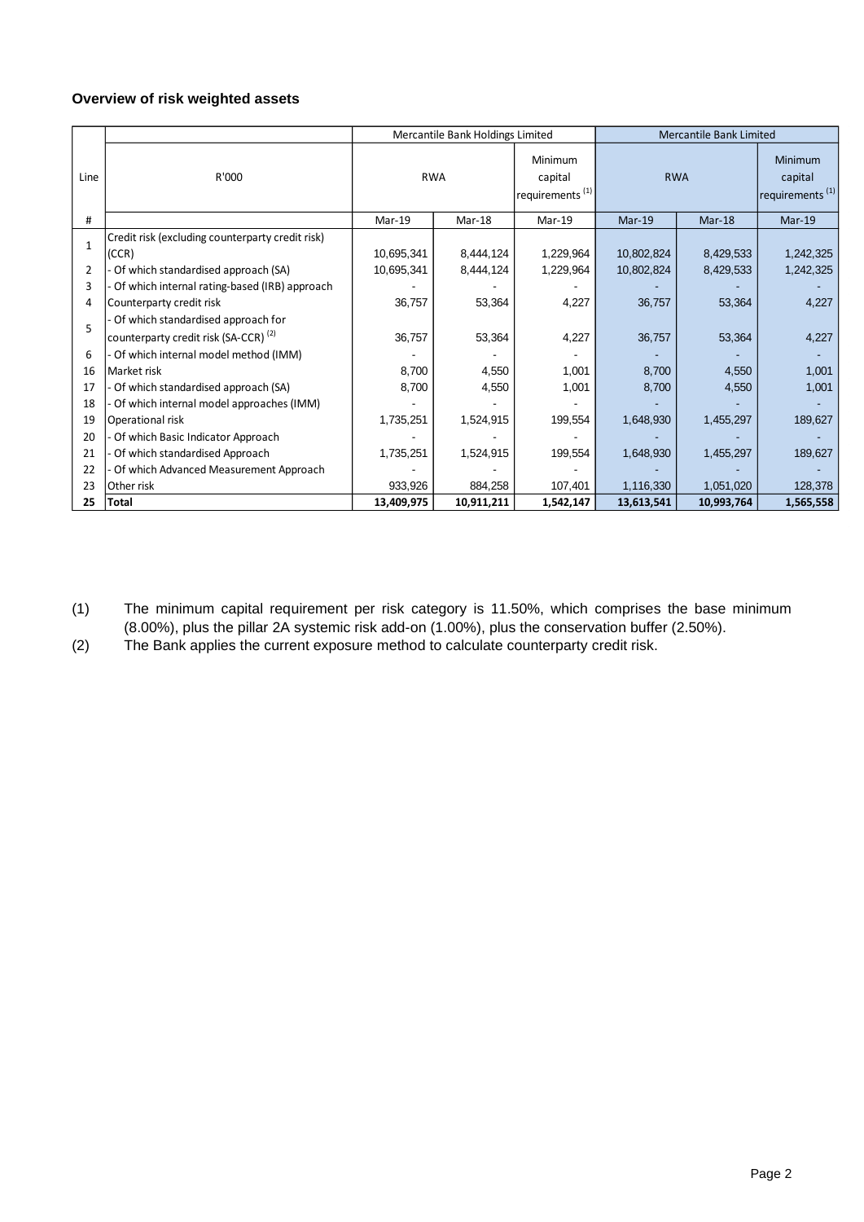### Overview of risk weighted assets

| Line | R'000 | Mercantile Bank Holdings Limited | | | Mercantile Bank Limited | | |
|---|---|---|---|---|---|---|---|
| | | RWA | | Minimum capital requirements (1) | RWA | | Minimum capital requirements (1) |
| # | | Mar-19 | Mar-18 | Mar-19 | Mar-19 | Mar-18 | Mar-19 |
| 1 | Credit risk (excluding counterparty credit risk) (CCR) | 10,695,341 | 8,444,124 | 1,229,964 | 10,802,824 | 8,429,533 | 1,242,325 |
| 2 | - Of which standardised approach (SA) | 10,695,341 | 8,444,124 | 1,229,964 | 10,802,824 | 8,429,533 | 1,242,325 |
| 3 | - Of which internal rating-based (IRB) approach | - | - | - | - | - | - |
| 4 | Counterparty credit risk | 36,757 | 53,364 | 4,227 | 36,757 | 53,364 | 4,227 |
| 5 | - Of which standardised approach for counterparty credit risk (SA-CCR) (2) | 36,757 | 53,364 | 4,227 | 36,757 | 53,364 | 4,227 |
| 6 | - Of which internal model method (IMM) | - | - | - | - | - | - |
| 16 | Market risk | 8,700 | 4,550 | 1,001 | 8,700 | 4,550 | 1,001 |
| 17 | - Of which standardised approach (SA) | 8,700 | 4,550 | 1,001 | 8,700 | 4,550 | 1,001 |
| 18 | - Of which internal model approaches (IMM) | - | - | - | - | - | - |
| 19 | Operational risk | 1,735,251 | 1,524,915 | 199,554 | 1,648,930 | 1,455,297 | 189,627 |
| 20 | - Of which Basic Indicator Approach | - | - | - | - | - | - |
| 21 | - Of which standardised Approach | 1,735,251 | 1,524,915 | 199,554 | 1,648,930 | 1,455,297 | 189,627 |
| 22 | - Of which Advanced Measurement Approach | - | - | - | - | - | - |
| 23 | Other risk | 933,926 | 884,258 | 107,401 | 1,116,330 | 1,051,020 | 128,378 |
| **25** | **Total** | **13,409,975** | **10,911,211** | **1,542,147** | **13,613,541** | **10,993,764** | **1,565,558** |

(1) The minimum capital requirement per risk category is 11.50%, which comprises the base minimum (8.00%), plus the pillar 2A systemic risk add-on (1.00%), plus the conservation buffer (2.50%).

(2) The Bank applies the current exposure method to calculate counterparty credit risk.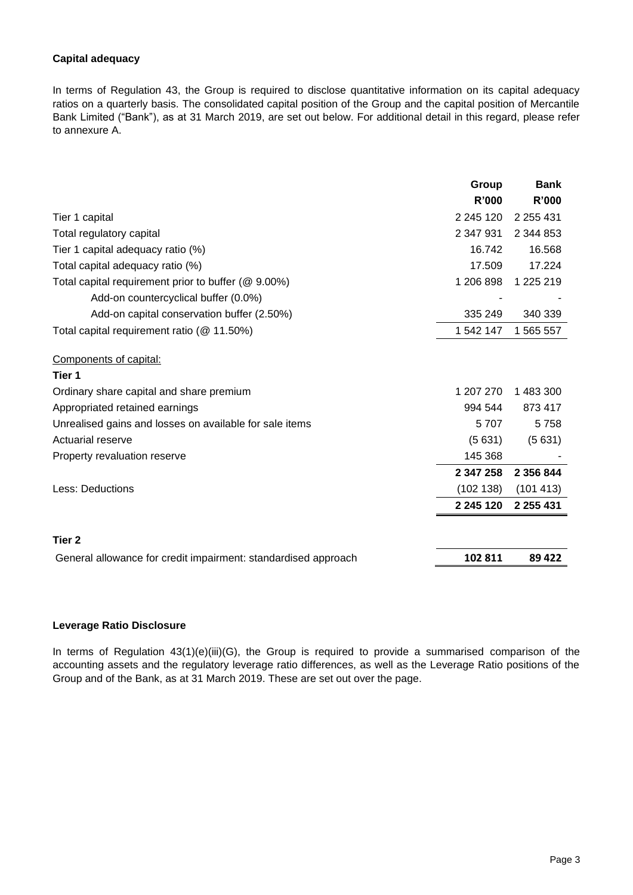**Capital adequacy**

In terms of Regulation 43, the Group is required to disclose quantitative information on its capital adequacy ratios on a quarterly basis. The consolidated capital position of the Group and the capital position of Mercantile Bank Limited ("Bank"), as at 31 March 2019, are set out below. For additional detail in this regard, please refer to annexure A.

| | Group | Bank |
|---|---|---|
| | R'000 | R'000 |
| Tier 1 capital | 2 245 120 | 2 255 431 |
| Total regulatory capital | 2 347 931 | 2 344 853 |
| Tier 1 capital adequacy ratio (%) | 16.742 | 16.568 |
| Total capital adequacy ratio (%) | 17.509 | 17.224 |
| Total capital requirement prior to buffer (@ 9.00%) | 1 206 898 | 1 225 219 |
| Add-on countercyclical buffer (0.0%) | - | - |
| Add-on capital conservation buffer (2.50%) | 335 249 | 340 339 |
| Total capital requirement ratio (@ 11.50%) | 1 542 147 | 1 565 557 |
| Components of capital: | | |
| **Tier 1** | | |
| Ordinary share capital and share premium | 1 207 270 | 1 483 300 |
| Appropriated retained earnings | 994 544 | 873 417 |
| Unrealised gains and losses on available for sale items | 5 707 | 5 758 |
| Actuarial reserve | (5 631) | (5 631) |
| Property revaluation reserve | 145 368 | - |
| | **2 347 258** | **2 356 844** |
| Less: Deductions | (102 138) | (101 413) |
| | **2 245 120** | **2 255 431** |
| **Tier 2** | | |
| General allowance for credit impairment: standardised approach | **102 811** | **89 422** |

**Leverage Ratio Disclosure**

In terms of Regulation 43(1)(e)(iii)(G), the Group is required to provide a summarised comparison of the accounting assets and the regulatory leverage ratio differences, as well as the Leverage Ratio positions of the Group and of the Bank, as at 31 March 2019. These are set out over the page.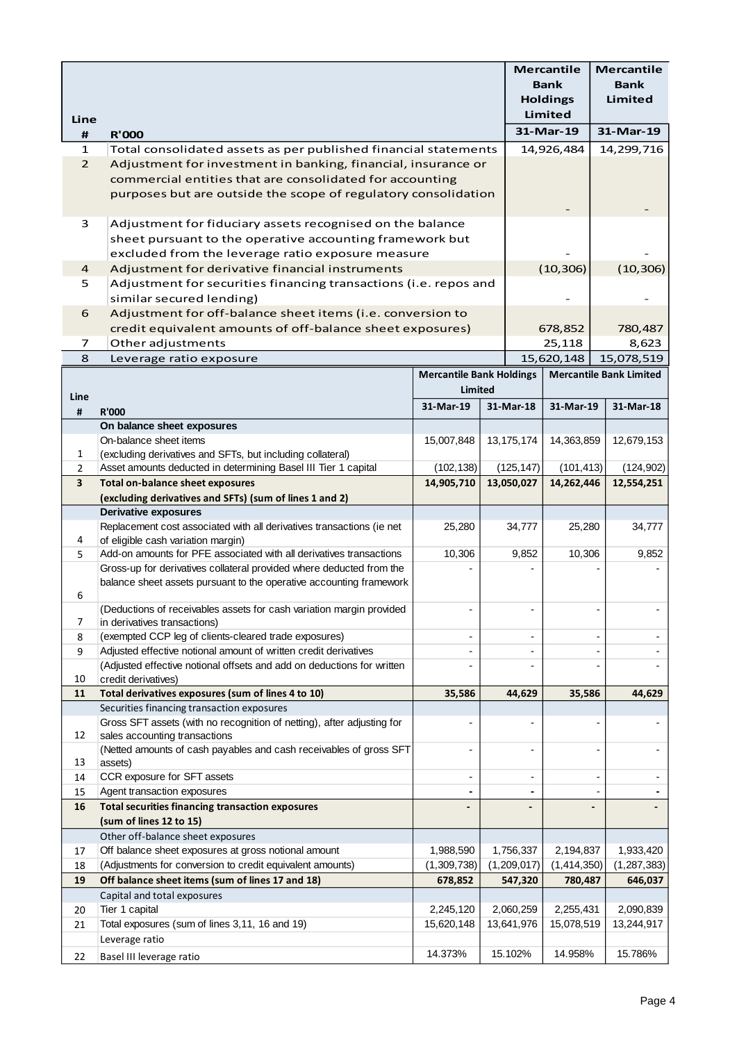| Line # | R'000 | Mercantile Bank Holdings Limited | Mercantile Bank Limited |
|---|---|---|---|
| | | 31-Mar-19 | 31-Mar-19 |
| 1 | Total consolidated assets as per published financial statements | 14,926,484 | 14,299,716 |
| 2 | Adjustment for investment in banking, financial, insurance or commercial entities that are consolidated for accounting purposes but are outside the scope of regulatory consolidation | - | - |
| 3 | Adjustment for fiduciary assets recognised on the balance sheet pursuant to the operative accounting framework but excluded from the leverage ratio exposure measure | - | - |
| 4 | Adjustment for derivative financial instruments | (10,306) | (10,306) |
| 5 | Adjustment for securities financing transactions (i.e. repos and similar secured lending) | - | - |
| 6 | Adjustment for off-balance sheet items (i.e. conversion to credit equivalent amounts of off-balance sheet exposures) | 678,852 | 780,487 |
| 7 | Other adjustments | 25,118 | 8,623 |
| 8 | Leverage ratio exposure | 15,620,148 | 15,078,519 |

| Line # | R'000 | Mercantile Bank Holdings Limited | | Mercantile Bank Limited | |
|---|---|---|---|---|---|
| | | 31-Mar-19 | 31-Mar-18 | 31-Mar-19 | 31-Mar-18 |
| | **On balance sheet exposures** | | | | |
| 1 | On-balance sheet items (excluding derivatives and SFTs, but including collateral) | 15,007,848 | 13,175,174 | 14,363,859 | 12,679,153 |
| 2 | Asset amounts deducted in determining Basel III Tier 1 capital | (102,138) | (125,147) | (101,413) | (124,902) |
| **3** | **Total on-balance sheet exposures (excluding derivatives and SFTs) (sum of lines 1 and 2)** | **14,905,710** | **13,050,027** | **14,262,446** | **12,554,251** |
| | **Derivative exposures** | | | | |
| 4 | Replacement cost associated with all derivatives transactions (ie net of eligible cash variation margin) | 25,280 | 34,777 | 25,280 | 34,777 |
| 5 | Add-on amounts for PFE associated with all derivatives transactions | 10,306 | 9,852 | 10,306 | 9,852 |
| 6 | Gross-up for derivatives collateral provided where deducted from the balance sheet assets pursuant to the operative accounting framework | - | - | - | - |
| 7 | (Deductions of receivables assets for cash variation margin provided in derivatives transactions) | - | - | - | - |
| 8 | (exempted CCP leg of clients-cleared trade exposures) | - | - | - | - |
| 9 | Adjusted effective notional amount of written credit derivatives | - | - | - | - |
| 10 | (Adjusted effective notional offsets and add on deductions for written credit derivatives) | - | - | - | - |
| **11** | **Total derivatives exposures (sum of lines 4 to 10)** | **35,586** | **44,629** | **35,586** | **44,629** |
| | Securities financing transaction exposures | | | | |
| 12 | Gross SFT assets (with no recognition of netting), after adjusting for sales accounting transactions | - | - | - | - |
| 13 | (Netted amounts of cash payables and cash receivables of gross SFT assets) | - | - | - | - |
| 14 | CCR exposure for SFT assets | - | - | - | - |
| 15 | Agent transaction exposures | - | - | - | - |
| **16** | **Total securities financing transaction exposures (sum of lines 12 to 15)** | **-** | **-** | **-** | **-** |
| | Other off-balance sheet exposures | | | | |
| 17 | Off balance sheet exposures at gross notional amount | 1,988,590 | 1,756,337 | 2,194,837 | 1,933,420 |
| 18 | (Adjustments for conversion to credit equivalent amounts) | (1,309,738) | (1,209,017) | (1,414,350) | (1,287,383) |
| **19** | **Off balance sheet items (sum of lines 17 and 18)** | **678,852** | **547,320** | **780,487** | **646,037** |
| | Capital and total exposures | | | | |
| 20 | Tier 1 capital | 2,245,120 | 2,060,259 | 2,255,431 | 2,090,839 |
| 21 | Total exposures (sum of lines 3,11, 16 and 19) | 15,620,148 | 13,641,976 | 15,078,519 | 13,244,917 |
| | Leverage ratio | | | | |
| 22 | Basel III leverage ratio | 14.373% | 15.102% | 14.958% | 15.786% |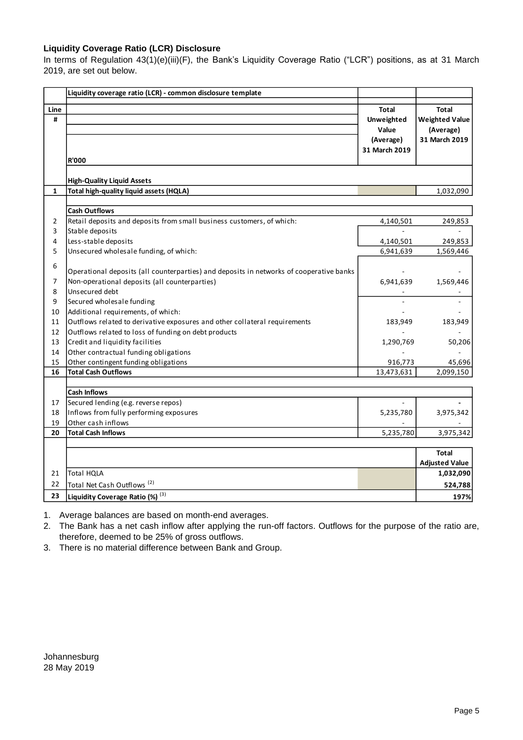**Liquidity Coverage Ratio (LCR) Disclosure**

In terms of Regulation 43(1)(e)(iii)(F), the Bank's Liquidity Coverage Ratio ("LCR") positions, as at 31 March 2019, are set out below.

| Line # | Liquidity coverage ratio (LCR) - common disclosure template<br>R'000 | Total Unweighted Value (Average) 31 March 2019 | Total Weighted Value (Average) 31 March 2019 |
|---|---|---|---|
| | **High-Quality Liquid Assets** | | |
| **1** | **Total high-quality liquid assets (HQLA)** | | 1,032,090 |
| | **Cash Outflows** | | |
| 2 | Retail deposits and deposits from small business customers, of which: | 4,140,501 | 249,853 |
| 3 | Stable deposits | - | - |
| 4 | Less-stable deposits | 4,140,501 | 249,853 |
| 5 | Unsecured wholesale funding, of which: | 6,941,639 | 1,569,446 |
| 6 | Operational deposits (all counterparties) and deposits in networks of cooperative banks | - | - |
| 7 | Non-operational deposits (all counterparties) | 6,941,639 | 1,569,446 |
| 8 | Unsecured debt | - | - |
| 9 | Secured wholesale funding | - | - |
| 10 | Additional requirements, of which: | - | - |
| 11 | Outflows related to derivative exposures and other collateral requirements | 183,949 | 183,949 |
| 12 | Outflows related to loss of funding on debt products | - | - |
| 13 | Credit and liquidity facilities | 1,290,769 | 50,206 |
| 14 | Other contractual funding obligations | - | - |
| 15 | Other contingent funding obligations | 916,773 | 45,696 |
| **16** | **Total Cash Outflows** | 13,473,631 | 2,099,150 |
| | **Cash Inflows** | | |
| 17 | Secured lending (e.g. reverse repos) | - | - |
| 18 | Inflows from fully performing exposures | 5,235,780 | 3,975,342 |
| 19 | Other cash inflows | - | - |
| **20** | **Total Cash Inflows** | 5,235,780 | 3,975,342 |
| | | | **Total Adjusted Value** |
| 21 | Total HQLA | | **1,032,090** |
| 22 | Total Net Cash Outflows [(2)] | | **524,788** |
| **23** | **Liquidity Coverage Ratio (%)** [(3)] | | **197%** |

1. Average balances are based on month-end averages.
2. The Bank has a net cash inflow after applying the run-off factors. Outflows for the purpose of the ratio are, therefore, deemed to be 25% of gross outflows.
3. There is no material difference between Bank and Group.

Johannesburg
28 May 2019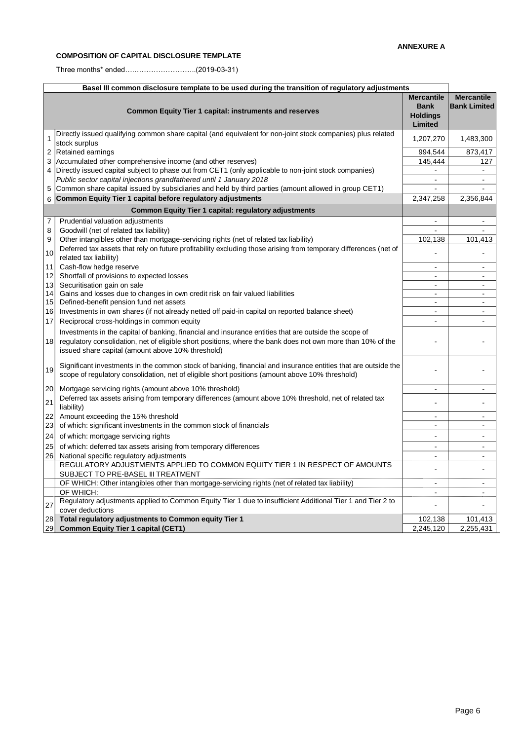**ANNEXURE A**

**COMPOSITION OF CAPITAL DISCLOSURE TEMPLATE**

Three months* ended……………………….(2019-03-31)

| | **Basel III common disclosure template to be used during the transition of regulatory adjustments** | | |
|---|---|---|---|
| | **Common Equity Tier 1 capital: instruments and reserves** | **Mercantile Bank Holdings Limited** | **Mercantile Bank Limited** |
| 1 | Directly issued qualifying common share capital (and equivalent for non-joint stock companies) plus related stock surplus | 1,207,270 | 1,483,300 |
| 2 | Retained earnings | 994,544 | 873,417 |
| 3 | Accumulated other comprehensive income (and other reserves) | 145,444 | 127 |
| 4 | Directly issued capital subject to phase out from CET1 (only applicable to non-joint stock companies) | - | - |
| | *Public sector capital injections grandfathered until 1 January 2018* | - | - |
| 5 | Common share capital issued by subsidiaries and held by third parties (amount allowed in group CET1) | - | - |
| 6 | **Common Equity Tier 1 capital before regulatory adjustments** | 2,347,258 | 2,356,844 |
| | **Common Equity Tier 1 capital: regulatory adjustments** | | |
| 7 | Prudential valuation adjustments | - | - |
| 8 | Goodwill (net of related tax liability) | - | - |
| 9 | Other intangibles other than mortgage-servicing rights (net of related tax liability) | 102,138 | 101,413 |
| 10 | Deferred tax assets that rely on future profitability excluding those arising from temporary differences (net of related tax liability) | - | - |
| 11 | Cash-flow hedge reserve | - | - |
| 12 | Shortfall of provisions to expected losses | - | - |
| 13 | Securitisation gain on sale | - | - |
| 14 | Gains and losses due to changes in own credit risk on fair valued liabilities | - | - |
| 15 | Defined-benefit pension fund net assets | - | - |
| 16 | Investments in own shares (if not already netted off paid-in capital on reported balance sheet) | - | - |
| 17 | Reciprocal cross-holdings in common equity | - | - |
| 18 | Investments in the capital of banking, financial and insurance entities that are outside the scope of regulatory consolidation, net of eligible short positions, where the bank does not own more than 10% of the issued share capital (amount above 10% threshold) | - | - |
| 19 | Significant investments in the common stock of banking, financial and insurance entities that are outside the scope of regulatory consolidation, net of eligible short positions (amount above 10% threshold) | - | - |
| 20 | Mortgage servicing rights (amount above 10% threshold) | - | - |
| 21 | Deferred tax assets arising from temporary differences (amount above 10% threshold, net of related tax liability) | - | - |
| 22 | Amount exceeding the 15% threshold | - | - |
| 23 | of which: significant investments in the common stock of financials | - | - |
| 24 | of which: mortgage servicing rights | - | - |
| 25 | of which: deferred tax assets arising from temporary differences | - | - |
| 26 | National specific regulatory adjustments | - | - |
| | REGULATORY ADJUSTMENTS APPLIED TO COMMON EQUITY TIER 1 IN RESPECT OF AMOUNTS SUBJECT TO PRE-BASEL III TREATMENT | - | - |
| | OF WHICH: Other intangibles other than mortgage-servicing rights (net of related tax liability) | - | - |
| | OF WHICH: | - | - |
| 27 | Regulatory adjustments applied to Common Equity Tier 1 due to insufficient Additional Tier 1 and Tier 2 to cover deductions | - | - |
| 28 | **Total regulatory adjustments to Common equity Tier 1** | 102,138 | 101,413 |
| 29 | **Common Equity Tier 1 capital (CET1)** | 2,245,120 | 2,255,431 |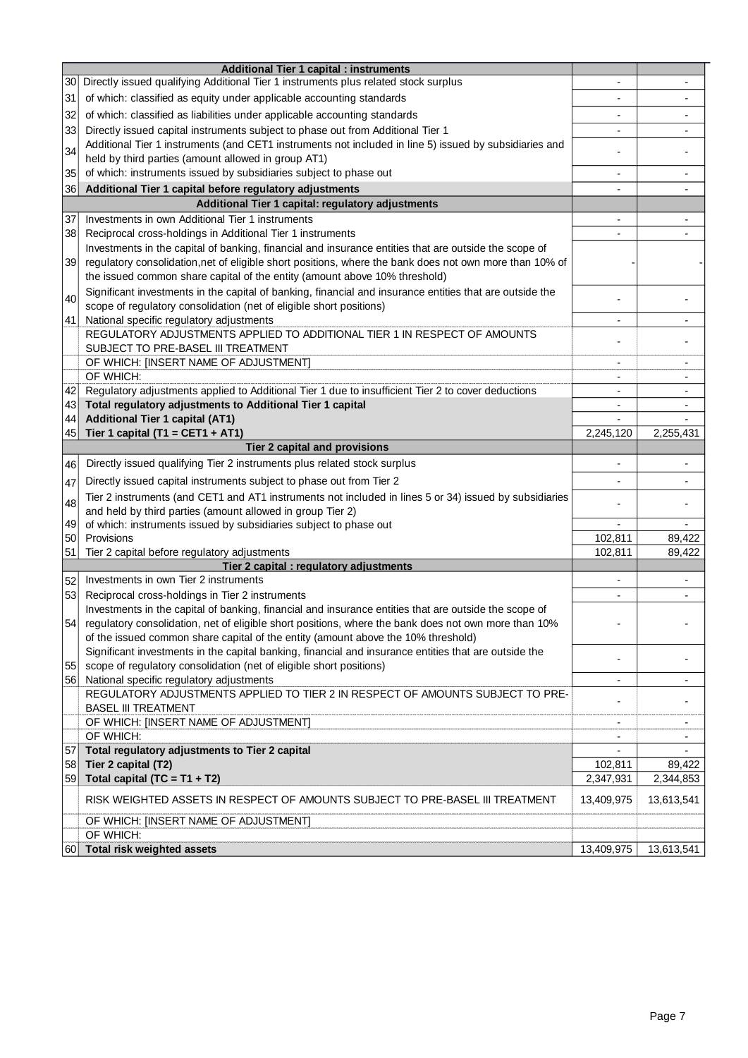| | Additional Tier 1 capital : instruments | | |
|---|---|---|---|
| 30 | Directly issued qualifying Additional Tier 1 instruments plus related stock surplus | - | - |
| 31 | of which: classified as equity under applicable accounting standards | - | - |
| 32 | of which: classified as liabilities under applicable accounting standards | - | - |
| 33 | Directly issued capital instruments subject to phase out from Additional Tier 1 | - | - |
| 34 | Additional Tier 1 instruments (and CET1 instruments not included in line 5) issued by subsidiaries and held by third parties (amount allowed in group AT1) | - | - |
| 35 | of which: instruments issued by subsidiaries subject to phase out | - | - |
| 36 | **Additional Tier 1 capital before regulatory adjustments** | - | - |
| | **Additional Tier 1 capital: regulatory adjustments** | | |
| 37 | Investments in own Additional Tier 1 instruments | - | - |
| 38 | Reciprocal cross-holdings in Additional Tier 1 instruments | - | - |
| 39 | Investments in the capital of banking, financial and insurance entities that are outside the scope of regulatory consolidation,net of eligible short positions, where the bank does not own more than 10% of the issued common share capital of the entity (amount above 10% threshold) | - | - |
| 40 | Significant investments in the capital of banking, financial and insurance entities that are outside the scope of regulatory consolidation (net of eligible short positions) | - | - |
| 41 | National specific regulatory adjustments | - | - |
| | REGULATORY ADJUSTMENTS APPLIED TO ADDITIONAL TIER 1 IN RESPECT OF AMOUNTS SUBJECT TO PRE-BASEL III TREATMENT | - | - |
| | OF WHICH: [INSERT NAME OF ADJUSTMENT] | - | - |
| | OF WHICH: | - | - |
| 42 | Regulatory adjustments applied to Additional Tier 1 due to insufficient Tier 2 to cover deductions | - | - |
| 43 | **Total regulatory adjustments to Additional Tier 1 capital** | - | - |
| 44 | **Additional Tier 1 capital (AT1)** | - | - |
| 45 | **Tier 1 capital (T1 = CET1 + AT1)** | 2,245,120 | 2,255,431 |
| | **Tier 2 capital and provisions** | | |
| 46 | Directly issued qualifying Tier 2 instruments plus related stock surplus | - | - |
| 47 | Directly issued capital instruments subject to phase out from Tier 2 | - | - |
| 48 | Tier 2 instruments (and CET1 and AT1 instruments not included in lines 5 or 34) issued by subsidiaries and held by third parties (amount allowed in group Tier 2) | - | - |
| 49 | of which: instruments issued by subsidiaries subject to phase out | - | - |
| 50 | Provisions | 102,811 | 89,422 |
| 51 | Tier 2 capital before regulatory adjustments | 102,811 | 89,422 |
| | **Tier 2 capital : regulatory adjustments** | | |
| 52 | Investments in own Tier 2 instruments | - | - |
| 53 | Reciprocal cross-holdings in Tier 2 instruments | - | - |
| 54 | Investments in the capital of banking, financial and insurance entities that are outside the scope of regulatory consolidation, net of eligible short positions, where the bank does not own more than 10% of the issued common share capital of the entity (amount above the 10% threshold) | - | - |
| 55 | Significant investments in the capital banking, financial and insurance entities that are outside the scope of regulatory consolidation (net of eligible short positions) | - | - |
| 56 | National specific regulatory adjustments | - | - |
| | REGULATORY ADJUSTMENTS APPLIED TO TIER 2 IN RESPECT OF AMOUNTS SUBJECT TO PRE-BASEL III TREATMENT | - | - |
| | OF WHICH: [INSERT NAME OF ADJUSTMENT] | - | - |
| | OF WHICH: | - | - |
| 57 | **Total regulatory adjustments to Tier 2 capital** | - | - |
| 58 | **Tier 2 capital (T2)** | 102,811 | 89,422 |
| 59 | **Total capital (TC = T1 + T2)** | 2,347,931 | 2,344,853 |
| | RISK WEIGHTED ASSETS IN RESPECT OF AMOUNTS SUBJECT TO PRE-BASEL III TREATMENT | 13,409,975 | 13,613,541 |
| | OF WHICH: [INSERT NAME OF ADJUSTMENT] | | |
| | OF WHICH: | | |
| 60 | **Total risk weighted assets** | 13,409,975 | 13,613,541 |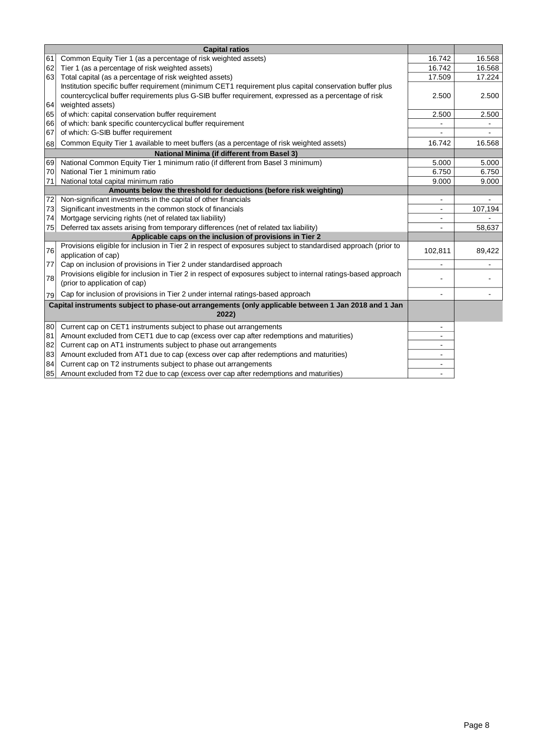| | | | |
|---|---|---|---|
| | **Capital ratios** | | |
| 61 | Common Equity Tier 1 (as a percentage of risk weighted assets) | 16.742 | 16.568 |
| 62 | Tier 1 (as a percentage of risk weighted assets) | 16.742 | 16.568 |
| 63 | Total capital (as a percentage of risk weighted assets) | 17.509 | 17.224 |
| 64 | Institution specific buffer requirement (minimum CET1 requirement plus capital conservation buffer plus countercyclical buffer requirements plus G-SIB buffer requirement, expressed as a percentage of risk weighted assets) | 2.500 | 2.500 |
| 65 | of which: capital conservation buffer requirement | 2.500 | 2.500 |
| 66 | of which: bank specific countercyclical buffer requirement | - | - |
| 67 | of which: G-SIB buffer requirement | - | - |
| 68 | Common Equity Tier 1 available to meet buffers (as a percentage of risk weighted assets) | 16.742 | 16.568 |
| | **National Minima (if different from Basel 3)** | | |
| 69 | National Common Equity Tier 1 minimum ratio (if different from Basel 3 minimum) | 5.000 | 5.000 |
| 70 | National Tier 1 minimum ratio | 6.750 | 6.750 |
| 71 | National total capital minimum ratio | 9.000 | 9.000 |
| | **Amounts below the threshold for deductions (before risk weighting)** | | |
| 72 | Non-significant investments in the capital of other financials | - | - |
| 73 | Significant investments in the common stock of financials | - | 107,194 |
| 74 | Mortgage servicing rights (net of related tax liability) | - | - |
| 75 | Deferred tax assets arising from temporary differences (net of related tax liability) | - | 58,637 |
| | **Applicable caps on the inclusion of provisions in Tier 2** | | |
| 76 | Provisions eligible for inclusion in Tier 2 in respect of exposures subject to standardised approach (prior to application of cap) | 102,811 | 89,422 |
| 77 | Cap on inclusion of provisions in Tier 2 under standardised approach | - | - |
| 78 | Provisions eligible for inclusion in Tier 2 in respect of exposures subject to internal ratings-based approach (prior to application of cap) | - | - |
| 79 | Cap for inclusion of provisions in Tier 2 under internal ratings-based approach | - | - |
| | **Capital instruments subject to phase-out arrangements (only applicable between 1 Jan 2018 and 1 Jan 2022)** | | |
| 80 | Current cap on CET1 instruments subject to phase out arrangements | - | |
| 81 | Amount excluded from CET1 due to cap (excess over cap after redemptions and maturities) | - | |
| 82 | Current cap on AT1 instruments subject to phase out arrangements | - | |
| 83 | Amount excluded from AT1 due to cap (excess over cap after redemptions and maturities) | - | |
| 84 | Current cap on T2 instruments subject to phase out arrangements | - | |
| 85 | Amount excluded from T2 due to cap (excess over cap after redemptions and maturities) | - | |